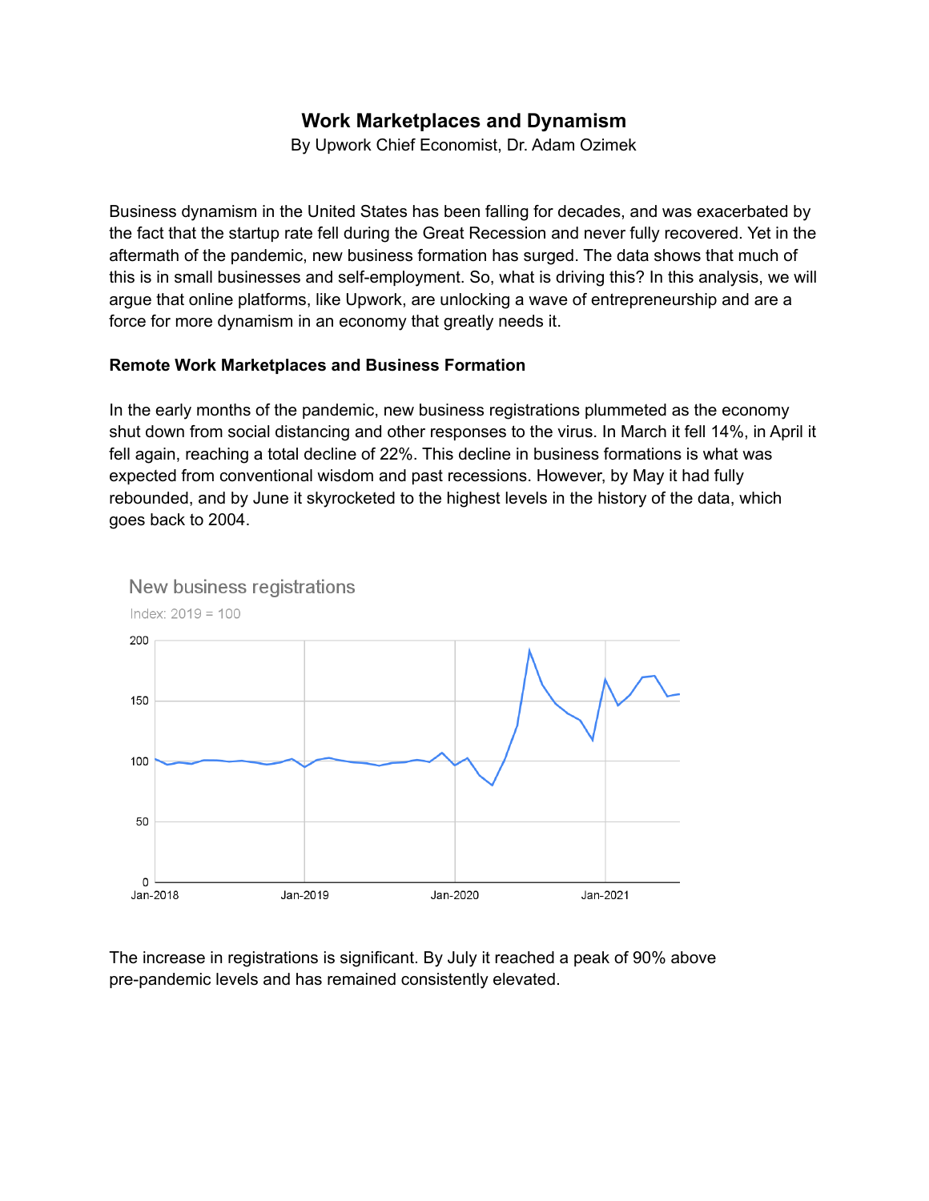# Work Marketplaces and Dynamism

By Upwork Chief Economist, Dr. Adam Ozimek

Business dynamism in the United States has been falling for decades, and was exacerbated by the fact that the startup rate fell during the Great Recession and never fully recovered. Yet in the aftermath of the pandemic, new business formation has surged. The data shows that much of this is in small businesses and self-employment. So, what is driving this? In this analysis, we will argue that online platforms, like Upwork, are unlocking a wave of entrepreneurship and are a force for more dynamism in an economy that greatly needs it.

### Remote Work Marketplaces and Business Formation

In the early months of the pandemic, new business registrations plummeted as the economy shut down from social distancing and other responses to the virus. In March it fell 14%, in April it fell again, reaching a total decline of 22%. This decline in business formations is what was expected from conventional wisdom and past recessions. However, by May it had fully rebounded, and by June it skyrocketed to the highest levels in the history of the data, which goes back to 2004.

New business registrations

Index: 2019 = 100

The increase in registrations is significant. By July it reached a peak of 90% above pre-pandemic levels and has remained consistently elevated.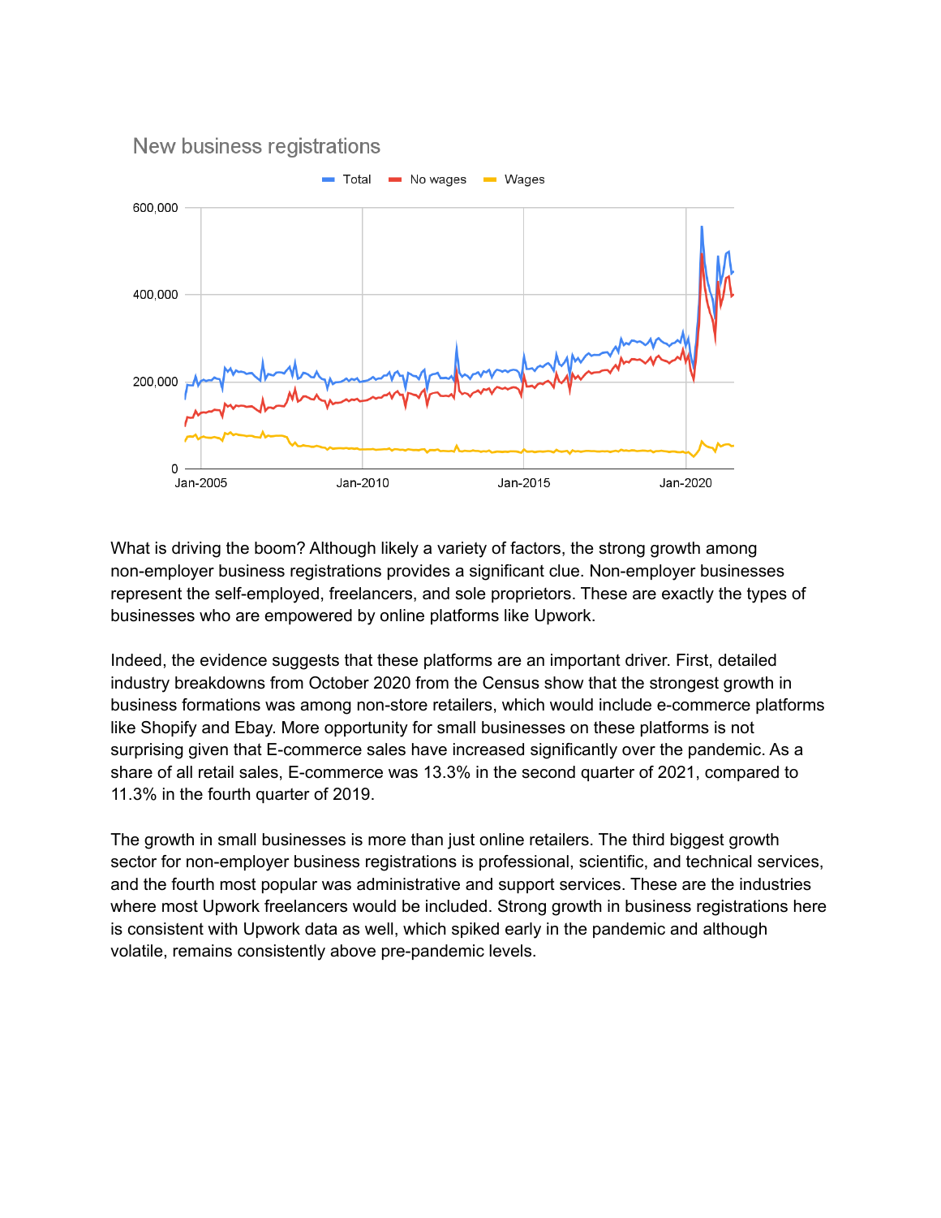New business registrations

What is driving the boom? Although likely a variety of factors, the strong growth among non-employer business registrations provides a significant clue. Non-employer businesses represent the self-employed, freelancers, and sole proprietors. These are exactly the types of businesses who are empowered by online platforms like Upwork.

Indeed, the evidence suggests that these platforms are an important driver. First, detailed industry breakdowns from October 2020 from the Census show that the strongest growth in business formations was among non-store retailers, which would include e-commerce platforms like Shopify and Ebay. More opportunity for small businesses on these platforms is not surprising given that E-commerce sales have increased significantly over the pandemic. As a share of all retail sales, E-commerce was 13.3% in the second quarter of 2021, compared to 11.3% in the fourth quarter of 2019.

The growth in small businesses is more than just online retailers. The third biggest growth sector for non-employer business registrations is professional, scientific, and technical services, and the fourth most popular was administrative and support services. These are the industries where most Upwork freelancers would be included. Strong growth in business registrations here is consistent with Upwork data as well, which spiked early in the pandemic and although volatile, remains consistently above pre-pandemic levels.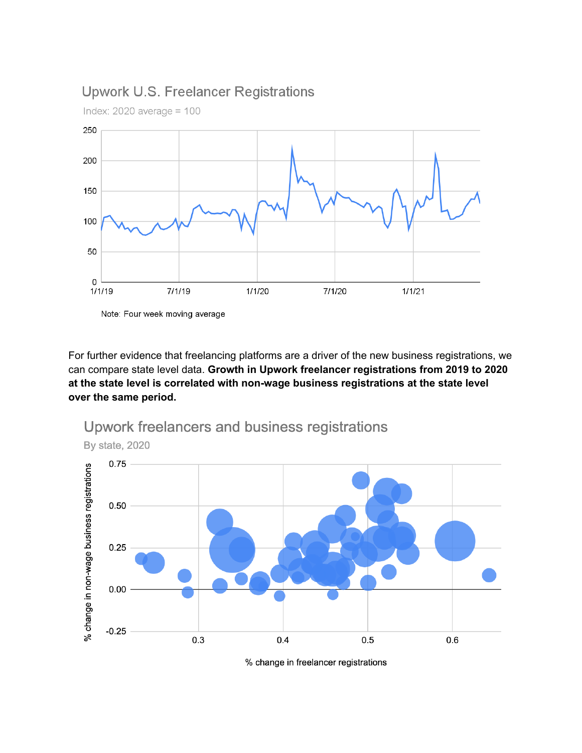Upwork U.S. Freelancer Registrations

Index: 2020 average = 100

Note: Four week moving average

For further evidence that freelancing platforms are a driver of the new business registrations, we can compare state level data. **Growth in Upwork freelancer registrations from 2019 to 2020 at the state level is correlated with non-wage business registrations at the state level over the same period.**

Upwork freelancers and business registrations

By state, 2020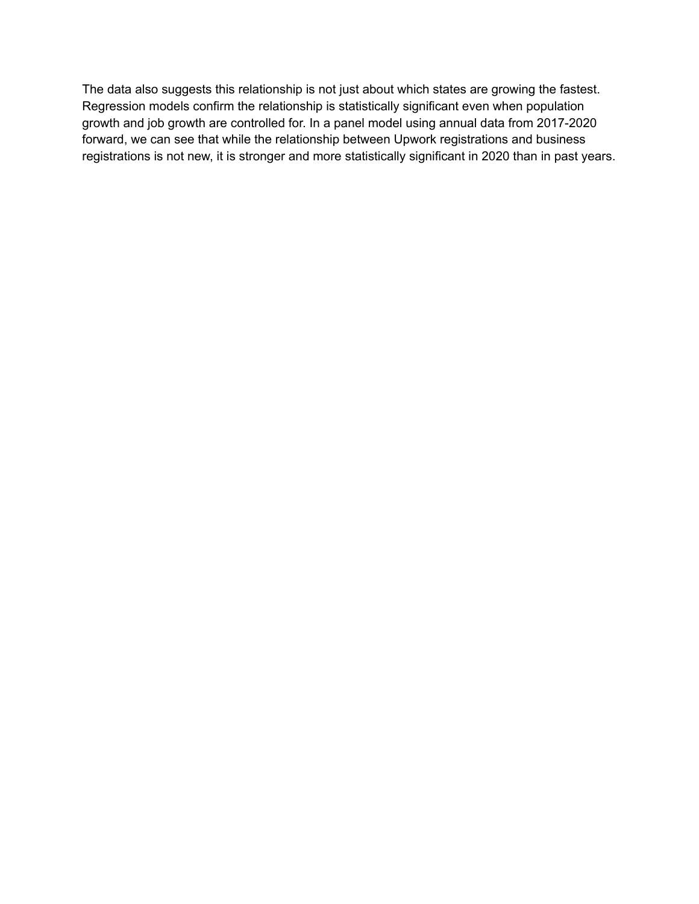The data also suggests this relationship is not just about which states are growing the fastest. Regression models confirm the relationship is statistically significant even when population growth and job growth are controlled for. In a panel model using annual data from 2017-2020 forward, we can see that while the relationship between Upwork registrations and business registrations is not new, it is stronger and more statistically significant in 2020 than in past years.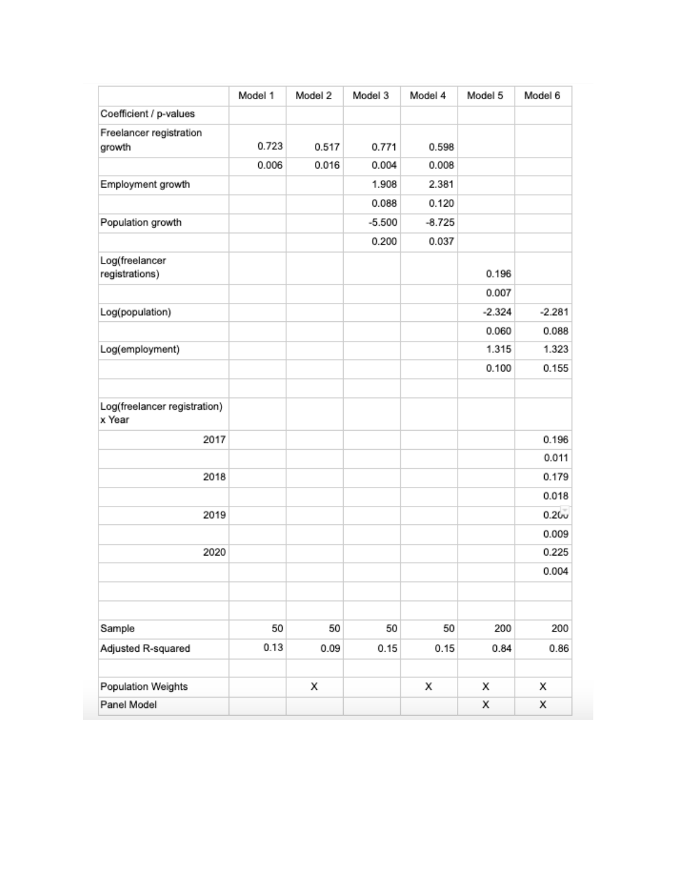| | Model 1 | Model 2 | Model 3 | Model 4 | Model 5 | Model 6 |
|---|---|---|---|---|---|---|
| Coefficient / p-values | | | | | | |
| Freelancer registration growth | 0.723 | 0.517 | 0.771 | 0.598 | | |
| | 0.006 | 0.016 | 0.004 | 0.008 | | |
| Employment growth | | | 1.908 | 2.381 | | |
| | | | 0.088 | 0.120 | | |
| Population growth | | | -5.500 | -8.725 | | |
| | | | 0.200 | 0.037 | | |
| Log(freelancer registrations) | | | | | 0.196 | |
| | | | | | 0.007 | |
| Log(population) | | | | | -2.324 | -2.281 |
| | | | | | 0.060 | 0.088 |
| Log(employment) | | | | | 1.315 | 1.323 |
| | | | | | 0.100 | 0.155 |
| | | | | | | |
| Log(freelancer registration) x Year | | | | | | |
| 2017 | | | | | | 0.196 |
| | | | | | | 0.011 |
| 2018 | | | | | | 0.179 |
| | | | | | | 0.018 |
| 2019 | | | | | | 0.200 |
| | | | | | | 0.009 |
| 2020 | | | | | | 0.225 |
| | | | | | | 0.004 |
| | | | | | | |
| | | | | | | |
| Sample | 50 | 50 | 50 | 50 | 200 | 200 |
| Adjusted R-squared | 0.13 | 0.09 | 0.15 | 0.15 | 0.84 | 0.86 |
| | | | | | | |
| Population Weights | | X | | X | X | X |
| Panel Model | | | | | X | X |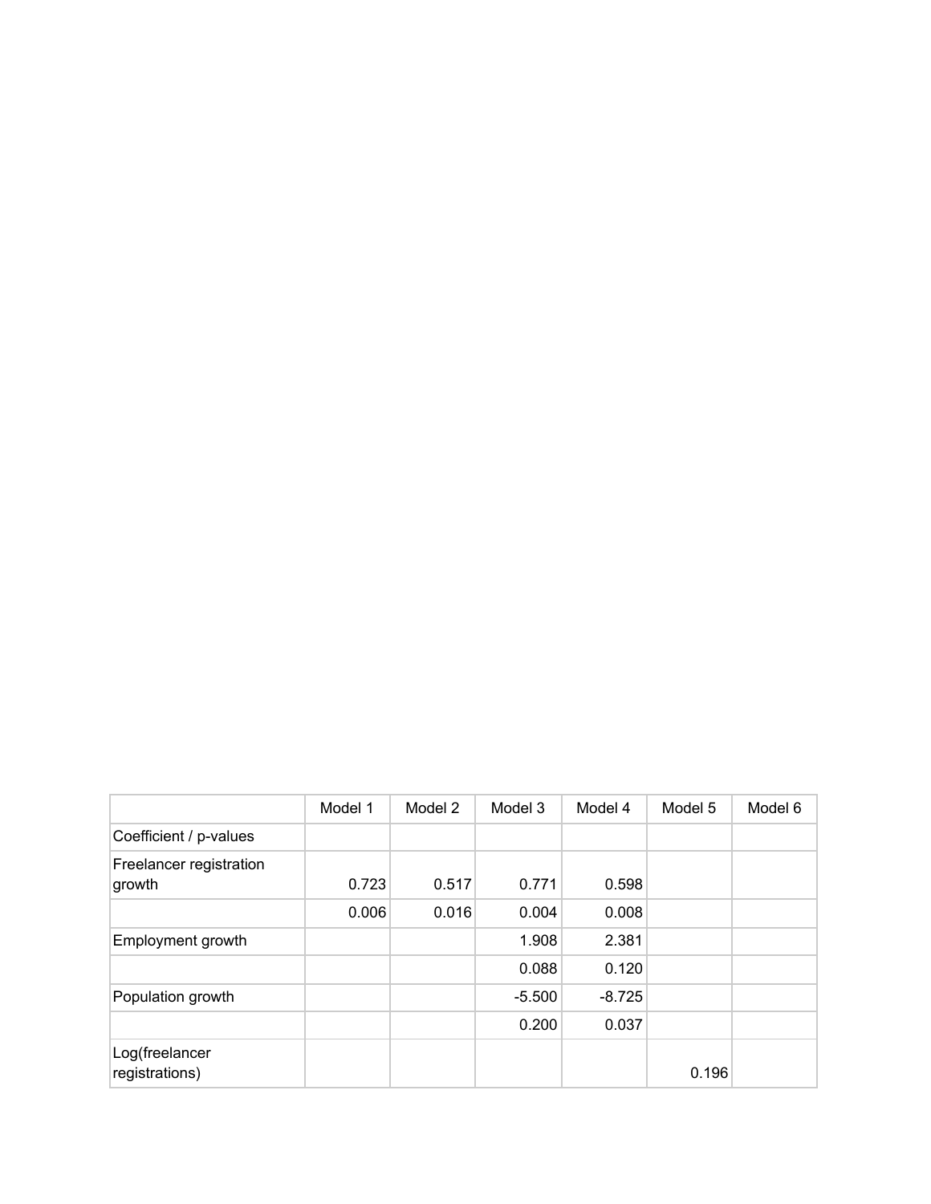| | Model 1 | Model 2 | Model 3 | Model 4 | Model 5 | Model 6 |
|---|---|---|---|---|---|---|
| Coefficient / p-values | | | | | | |
| Freelancer registration growth | 0.723 | 0.517 | 0.771 | 0.598 | | |
| | 0.006 | 0.016 | 0.004 | 0.008 | | |
| Employment growth | | | 1.908 | 2.381 | | |
| | | | 0.088 | 0.120 | | |
| Population growth | | | -5.500 | -8.725 | | |
| | | | 0.200 | 0.037 | | |
| Log(freelancer registrations) | | | | | 0.196 | |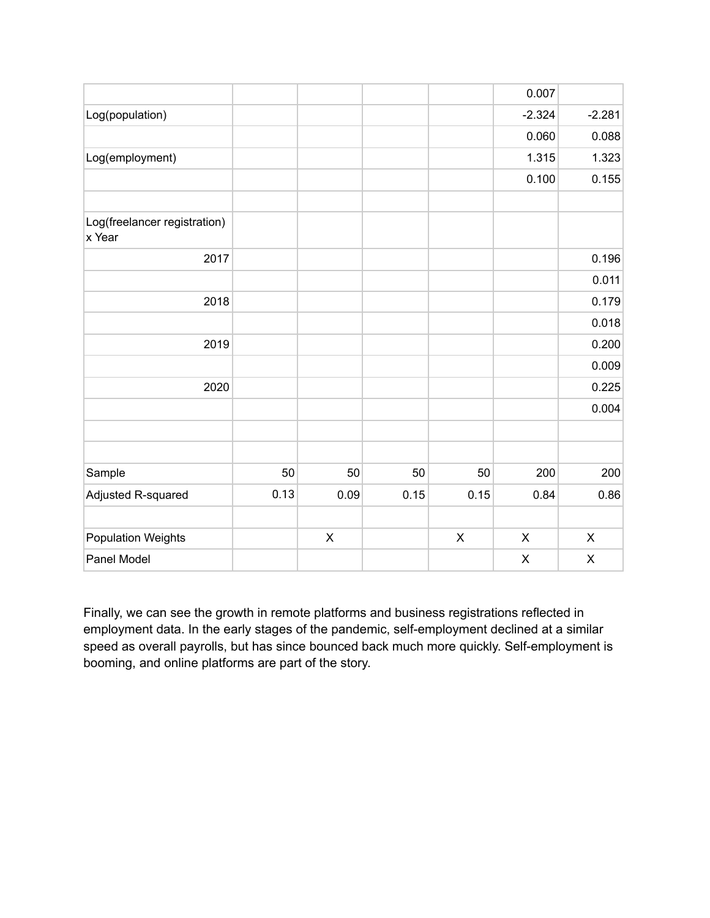| | | | | | | |
|---|---|---|---|---|---|---|
| | | | | | 0.007 | |
| Log(population) | | | | | -2.324 | -2.281 |
| | | | | | 0.060 | 0.088 |
| Log(employment) | | | | | 1.315 | 1.323 |
| | | | | | 0.100 | 0.155 |
| | | | | | | |
| Log(freelancer registration) x Year | | | | | | |
| 2017 | | | | | | 0.196 |
| | | | | | | 0.011 |
| 2018 | | | | | | 0.179 |
| | | | | | | 0.018 |
| 2019 | | | | | | 0.200 |
| | | | | | | 0.009 |
| 2020 | | | | | | 0.225 |
| | | | | | | 0.004 |
| | | | | | | |
| | | | | | | |
| Sample | 50 | 50 | 50 | 50 | 200 | 200 |
| Adjusted R-squared | 0.13 | 0.09 | 0.15 | 0.15 | 0.84 | 0.86 |
| | | | | | | |
| Population Weights | | X | | X | X | X |
| Panel Model | | | | | X | X |

Finally, we can see the growth in remote platforms and business registrations reflected in employment data. In the early stages of the pandemic, self-employment declined at a similar speed as overall payrolls, but has since bounced back much more quickly. Self-employment is booming, and online platforms are part of the story.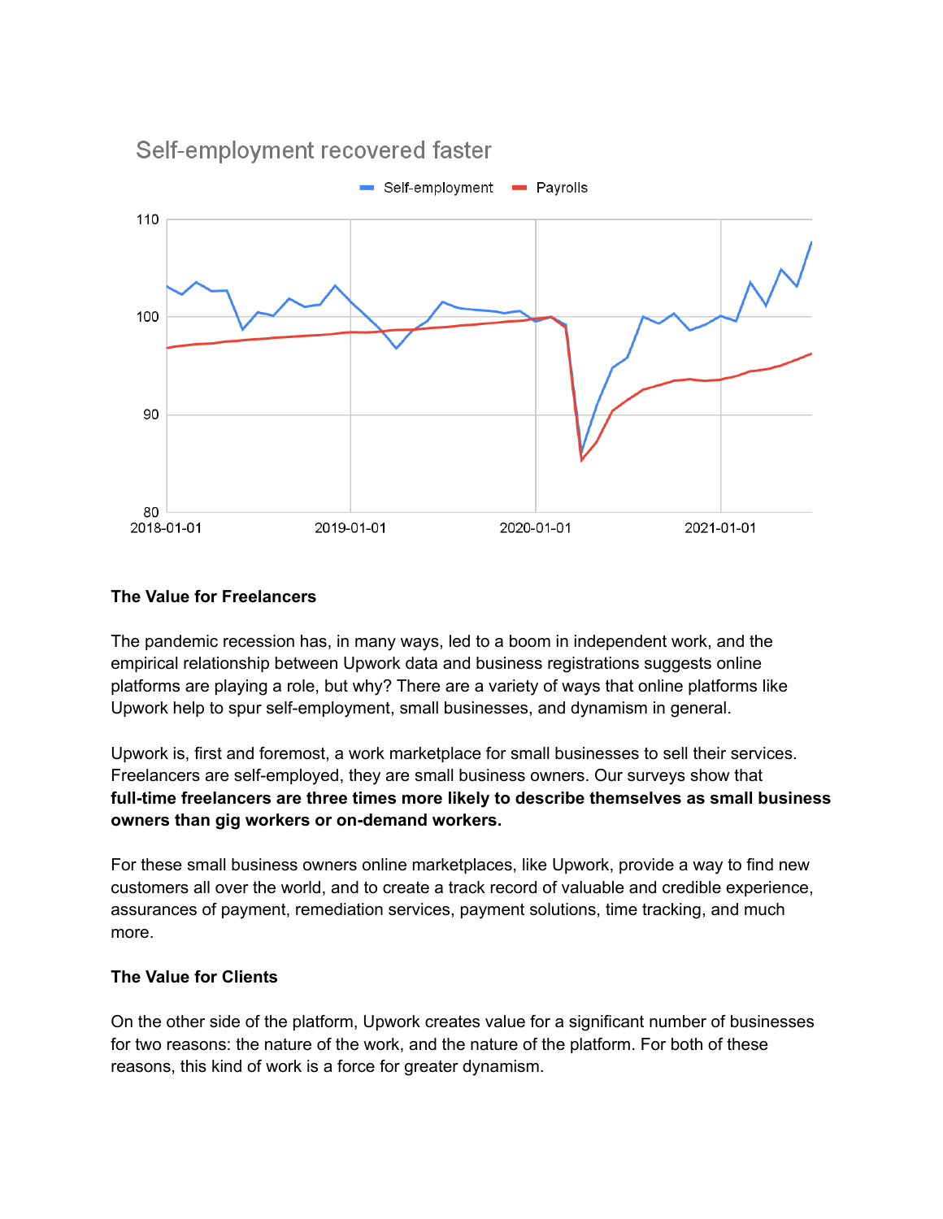Self-employment recovered faster

**The Value for Freelancers**

The pandemic recession has, in many ways, led to a boom in independent work, and the empirical relationship between Upwork data and business registrations suggests online platforms are playing a role, but why? There are a variety of ways that online platforms like Upwork help to spur self-employment, small businesses, and dynamism in general.

Upwork is, first and foremost, a work marketplace for small businesses to sell their services. Freelancers are self-employed, they are small business owners. Our surveys show that **full-time freelancers are three times more likely to describe themselves as small business owners than gig workers or on-demand workers.**

For these small business owners online marketplaces, like Upwork, provide a way to find new customers all over the world, and to create a track record of valuable and credible experience, assurances of payment, remediation services, payment solutions, time tracking, and much more.

**The Value for Clients**

On the other side of the platform, Upwork creates value for a significant number of businesses for two reasons: the nature of the work, and the nature of the platform. For both of these reasons, this kind of work is a force for greater dynamism.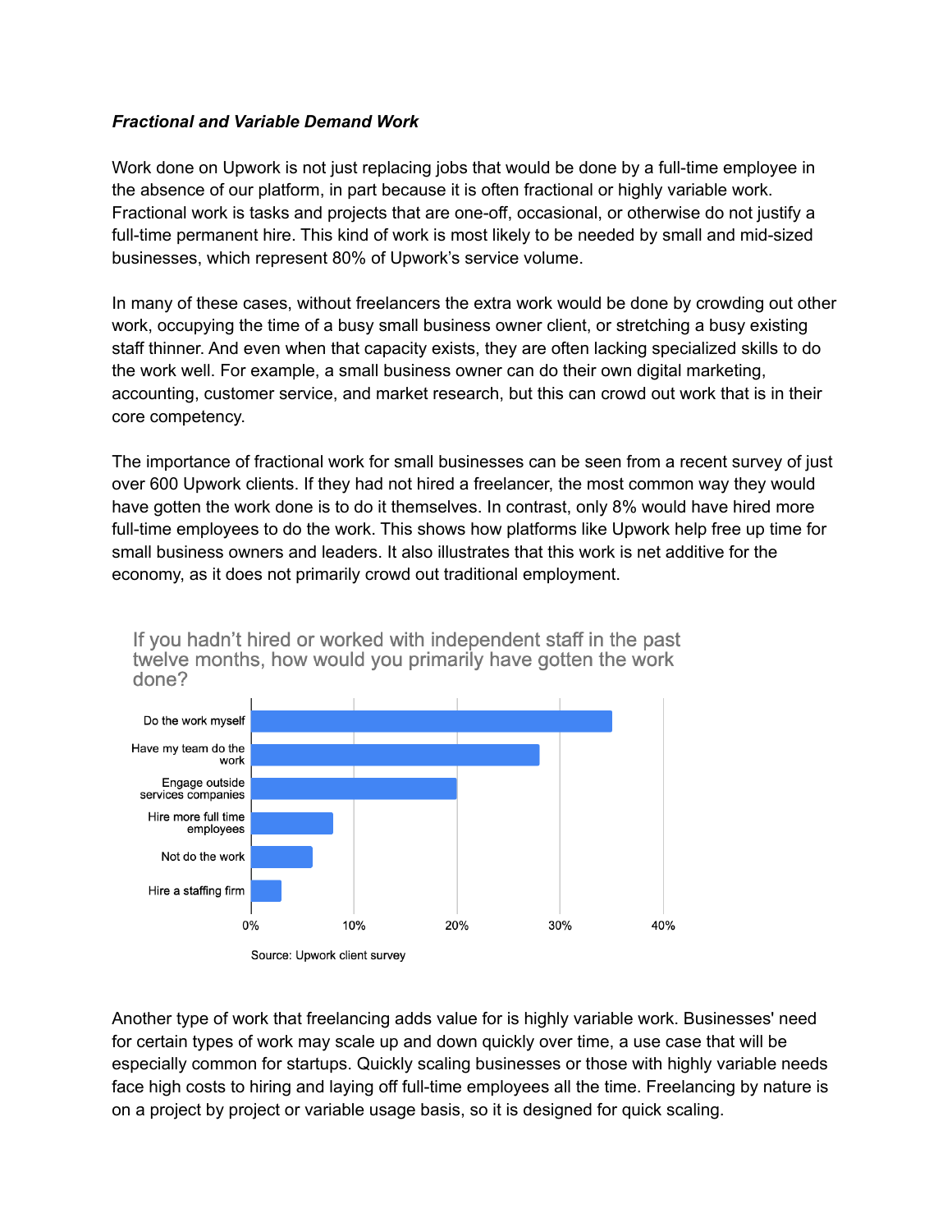***Fractional and Variable Demand Work***

Work done on Upwork is not just replacing jobs that would be done by a full-time employee in the absence of our platform, in part because it is often fractional or highly variable work. Fractional work is tasks and projects that are one-off, occasional, or otherwise do not justify a full-time permanent hire. This kind of work is most likely to be needed by small and mid-sized businesses, which represent 80% of Upwork's service volume.

In many of these cases, without freelancers the extra work would be done by crowding out other work, occupying the time of a busy small business owner client, or stretching a busy existing staff thinner. And even when that capacity exists, they are often lacking specialized skills to do the work well. For example, a small business owner can do their own digital marketing, accounting, customer service, and market research, but this can crowd out work that is in their core competency.

The importance of fractional work for small businesses can be seen from a recent survey of just over 600 Upwork clients. If they had not hired a freelancer, the most common way they would have gotten the work done is to do it themselves. In contrast, only 8% would have hired more full-time employees to do the work. This shows how platforms like Upwork help free up time for small business owners and leaders. It also illustrates that this work is net additive for the economy, as it does not primarily crowd out traditional employment.

If you hadn't hired or worked with independent staff in the past twelve months, how would you primarily have gotten the work done?

| Response | Share (approx.) |
|---|---|
| Do the work myself | 35% |
| Have my team do the work | 28% |
| Engage outside services companies | 20% |
| Hire more full time employees | 8% |
| Not do the work | 6% |
| Hire a staffing firm | 3% |

Source: Upwork client survey

Another type of work that freelancing adds value for is highly variable work. Businesses' need for certain types of work may scale up and down quickly over time, a use case that will be especially common for startups. Quickly scaling businesses or those with highly variable needs face high costs to hiring and laying off full-time employees all the time. Freelancing by nature is on a project by project or variable usage basis, so it is designed for quick scaling.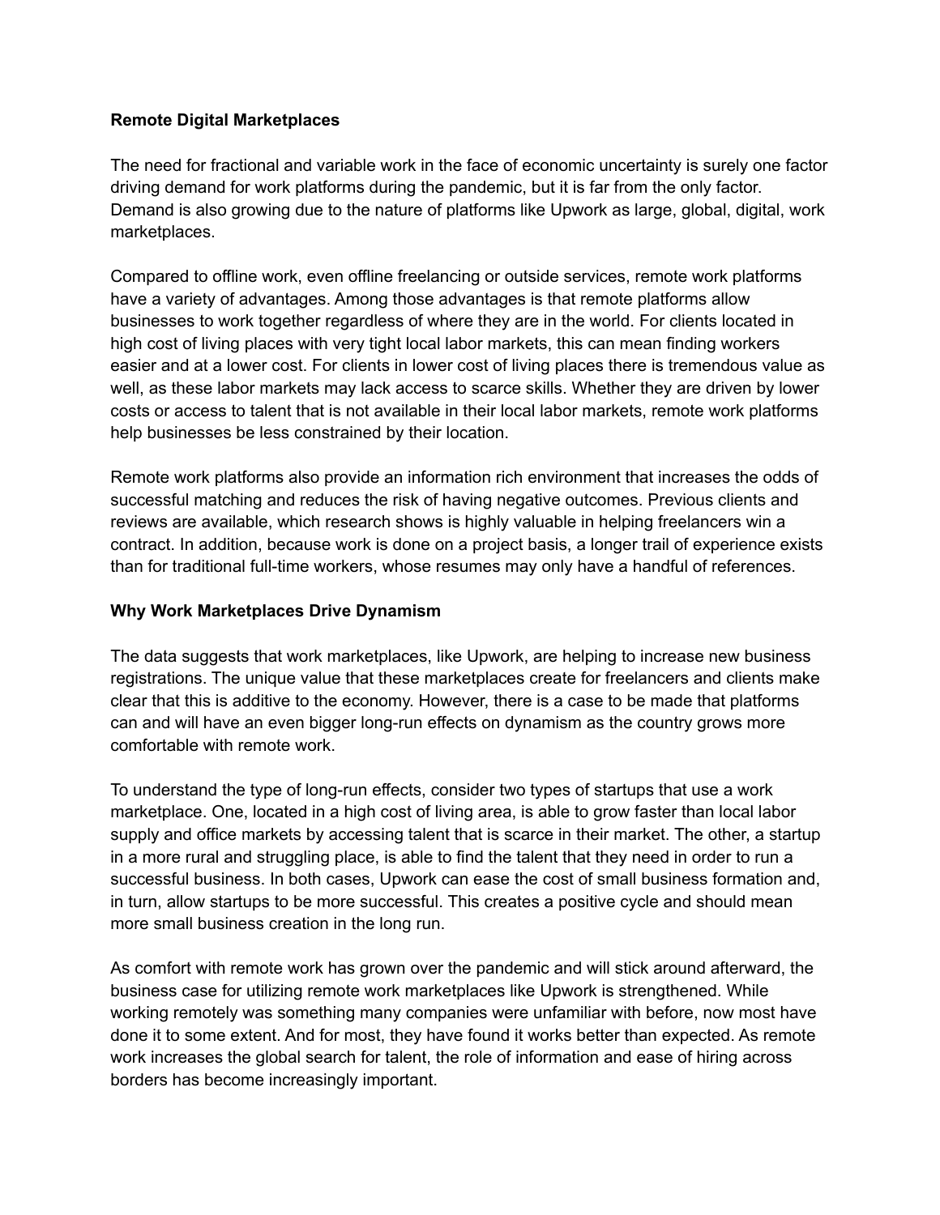**Remote Digital Marketplaces**

The need for fractional and variable work in the face of economic uncertainty is surely one factor driving demand for work platforms during the pandemic, but it is far from the only factor. Demand is also growing due to the nature of platforms like Upwork as large, global, digital, work marketplaces.

Compared to offline work, even offline freelancing or outside services, remote work platforms have a variety of advantages. Among those advantages is that remote platforms allow businesses to work together regardless of where they are in the world. For clients located in high cost of living places with very tight local labor markets, this can mean finding workers easier and at a lower cost. For clients in lower cost of living places there is tremendous value as well, as these labor markets may lack access to scarce skills. Whether they are driven by lower costs or access to talent that is not available in their local labor markets, remote work platforms help businesses be less constrained by their location.

Remote work platforms also provide an information rich environment that increases the odds of successful matching and reduces the risk of having negative outcomes. Previous clients and reviews are available, which research shows is highly valuable in helping freelancers win a contract. In addition, because work is done on a project basis, a longer trail of experience exists than for traditional full-time workers, whose resumes may only have a handful of references.

**Why Work Marketplaces Drive Dynamism**

The data suggests that work marketplaces, like Upwork, are helping to increase new business registrations. The unique value that these marketplaces create for freelancers and clients make clear that this is additive to the economy. However, there is a case to be made that platforms can and will have an even bigger long-run effects on dynamism as the country grows more comfortable with remote work.

To understand the type of long-run effects, consider two types of startups that use a work marketplace. One, located in a high cost of living area, is able to grow faster than local labor supply and office markets by accessing talent that is scarce in their market. The other, a startup in a more rural and struggling place, is able to find the talent that they need in order to run a successful business. In both cases, Upwork can ease the cost of small business formation and, in turn, allow startups to be more successful. This creates a positive cycle and should mean more small business creation in the long run.

As comfort with remote work has grown over the pandemic and will stick around afterward, the business case for utilizing remote work marketplaces like Upwork is strengthened. While working remotely was something many companies were unfamiliar with before, now most have done it to some extent. And for most, they have found it works better than expected. As remote work increases the global search for talent, the role of information and ease of hiring across borders has become increasingly important.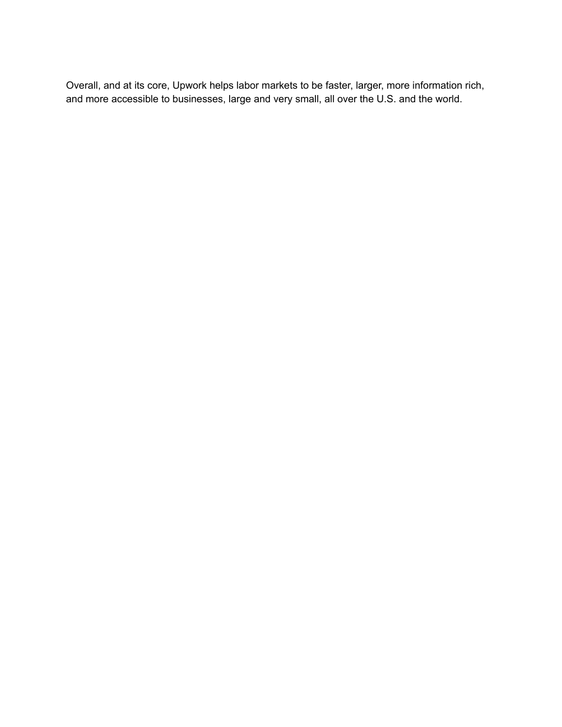Overall, and at its core, Upwork helps labor markets to be faster, larger, more information rich, and more accessible to businesses, large and very small, all over the U.S. and the world.